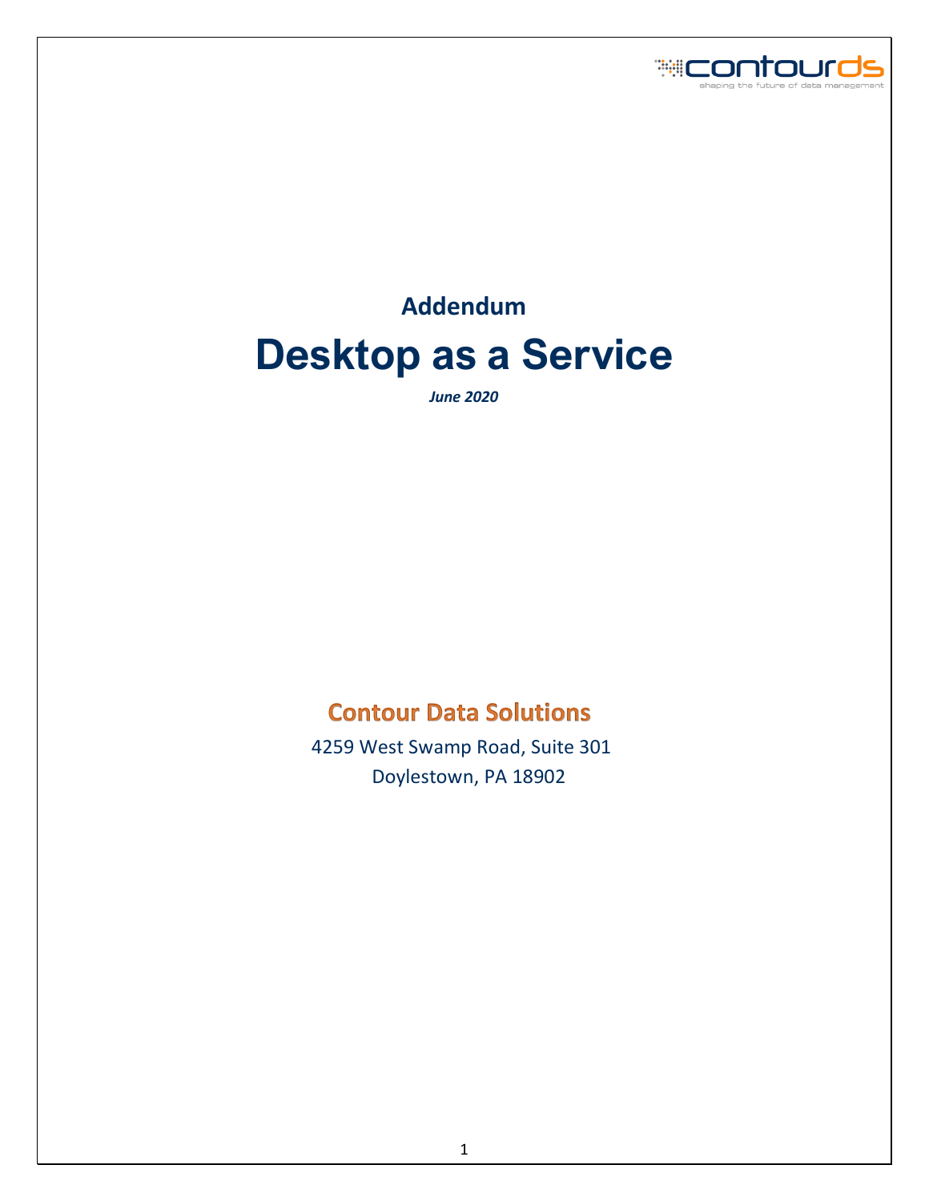**Addendum**

# Desktop as a Service

***June 2020***

## Contour Data Solutions

4259 West Swamp Road, Suite 301

Doylestown, PA 18902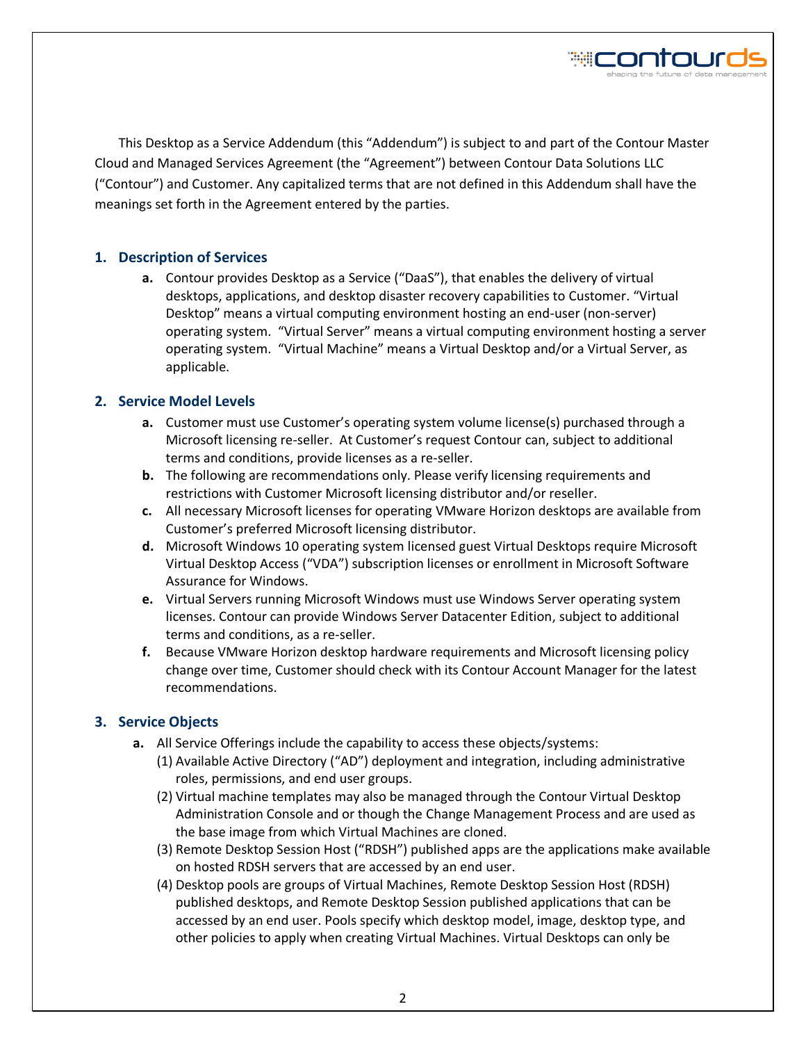This Desktop as a Service Addendum (this "Addendum") is subject to and part of the Contour Master Cloud and Managed Services Agreement (the "Agreement") between Contour Data Solutions LLC ("Contour") and Customer. Any capitalized terms that are not defined in this Addendum shall have the meanings set forth in the Agreement entered by the parties.

## 1. Description of Services

**a.** Contour provides Desktop as a Service ("DaaS"), that enables the delivery of virtual desktops, applications, and desktop disaster recovery capabilities to Customer. "Virtual Desktop" means a virtual computing environment hosting an end-user (non-server) operating system. "Virtual Server" means a virtual computing environment hosting a server operating system. "Virtual Machine" means a Virtual Desktop and/or a Virtual Server, as applicable.

## 2. Service Model Levels

**a.** Customer must use Customer's operating system volume license(s) purchased through a Microsoft licensing re-seller. At Customer's request Contour can, subject to additional terms and conditions, provide licenses as a re-seller.

**b.** The following are recommendations only. Please verify licensing requirements and restrictions with Customer Microsoft licensing distributor and/or reseller.

**c.** All necessary Microsoft licenses for operating VMware Horizon desktops are available from Customer's preferred Microsoft licensing distributor.

**d.** Microsoft Windows 10 operating system licensed guest Virtual Desktops require Microsoft Virtual Desktop Access ("VDA") subscription licenses or enrollment in Microsoft Software Assurance for Windows.

**e.** Virtual Servers running Microsoft Windows must use Windows Server operating system licenses. Contour can provide Windows Server Datacenter Edition, subject to additional terms and conditions, as a re-seller.

**f.** Because VMware Horizon desktop hardware requirements and Microsoft licensing policy change over time, Customer should check with its Contour Account Manager for the latest recommendations.

## 3. Service Objects

**a.** All Service Offerings include the capability to access these objects/systems:

(1) Available Active Directory ("AD") deployment and integration, including administrative roles, permissions, and end user groups.

(2) Virtual machine templates may also be managed through the Contour Virtual Desktop Administration Console and or though the Change Management Process and are used as the base image from which Virtual Machines are cloned.

(3) Remote Desktop Session Host ("RDSH") published apps are the applications make available on hosted RDSH servers that are accessed by an end user.

(4) Desktop pools are groups of Virtual Machines, Remote Desktop Session Host (RDSH) published desktops, and Remote Desktop Session published applications that can be accessed by an end user. Pools specify which desktop model, image, desktop type, and other policies to apply when creating Virtual Machines. Virtual Desktops can only be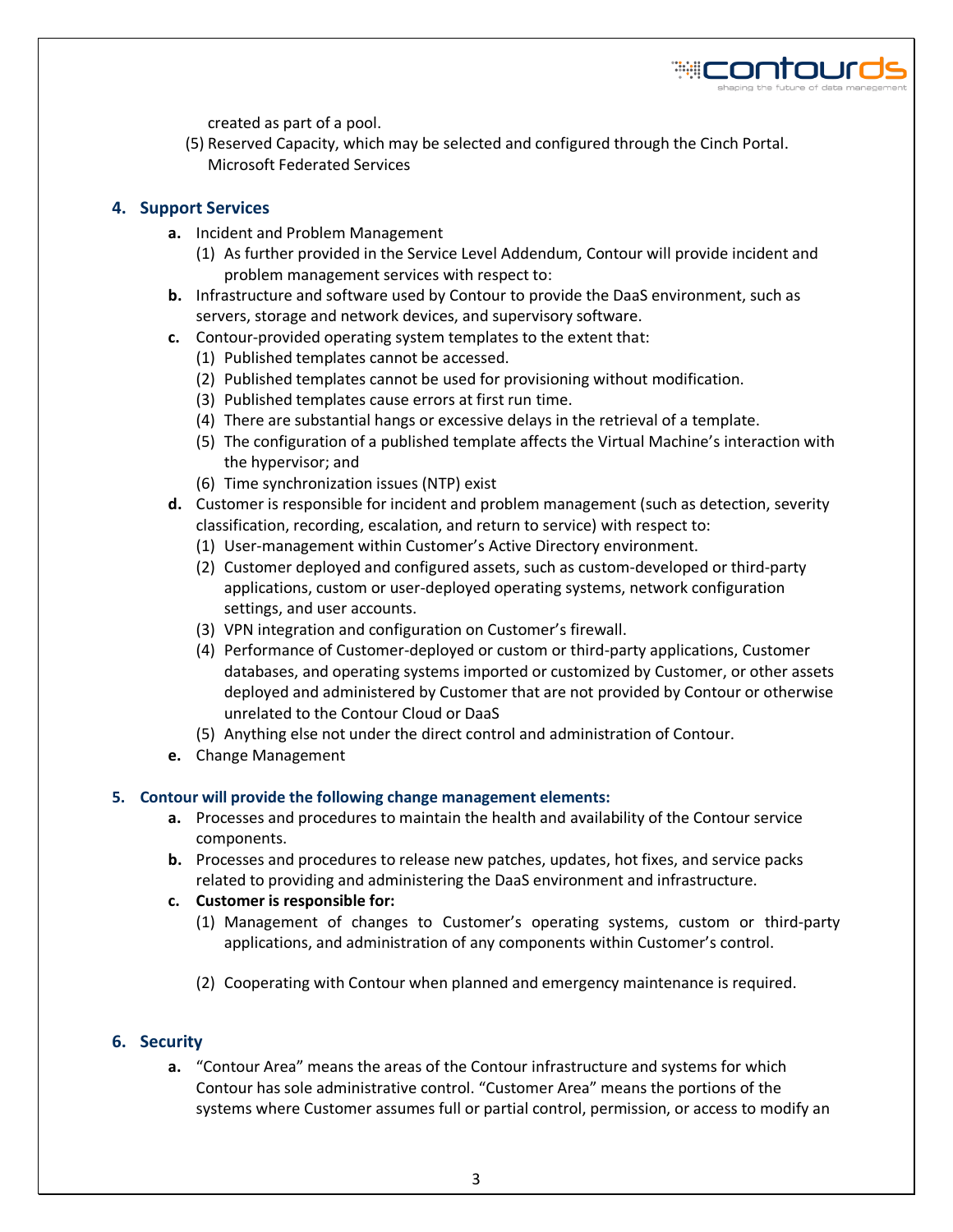created as part of a pool.

(5) Reserved Capacity, which may be selected and configured through the Cinch Portal. Microsoft Federated Services

## 4. Support Services

**a.** Incident and Problem Management

(1) As further provided in the Service Level Addendum, Contour will provide incident and problem management services with respect to:

**b.** Infrastructure and software used by Contour to provide the DaaS environment, such as servers, storage and network devices, and supervisory software.

**c.** Contour-provided operating system templates to the extent that:

(1) Published templates cannot be accessed.

(2) Published templates cannot be used for provisioning without modification.

(3) Published templates cause errors at first run time.

(4) There are substantial hangs or excessive delays in the retrieval of a template.

(5) The configuration of a published template affects the Virtual Machine's interaction with the hypervisor; and

(6) Time synchronization issues (NTP) exist

**d.** Customer is responsible for incident and problem management (such as detection, severity classification, recording, escalation, and return to service) with respect to:

(1) User-management within Customer's Active Directory environment.

(2) Customer deployed and configured assets, such as custom-developed or third-party applications, custom or user-deployed operating systems, network configuration settings, and user accounts.

(3) VPN integration and configuration on Customer's firewall.

(4) Performance of Customer-deployed or custom or third-party applications, Customer databases, and operating systems imported or customized by Customer, or other assets deployed and administered by Customer that are not provided by Contour or otherwise unrelated to the Contour Cloud or DaaS

(5) Anything else not under the direct control and administration of Contour.

**e.** Change Management

## 5. Contour will provide the following change management elements:

**a.** Processes and procedures to maintain the health and availability of the Contour service components.

**b.** Processes and procedures to release new patches, updates, hot fixes, and service packs related to providing and administering the DaaS environment and infrastructure.

**c. Customer is responsible for:**

(1) Management of changes to Customer's operating systems, custom or third-party applications, and administration of any components within Customer's control.

(2) Cooperating with Contour when planned and emergency maintenance is required.

## 6. Security

**a.** "Contour Area" means the areas of the Contour infrastructure and systems for which Contour has sole administrative control. "Customer Area" means the portions of the systems where Customer assumes full or partial control, permission, or access to modify an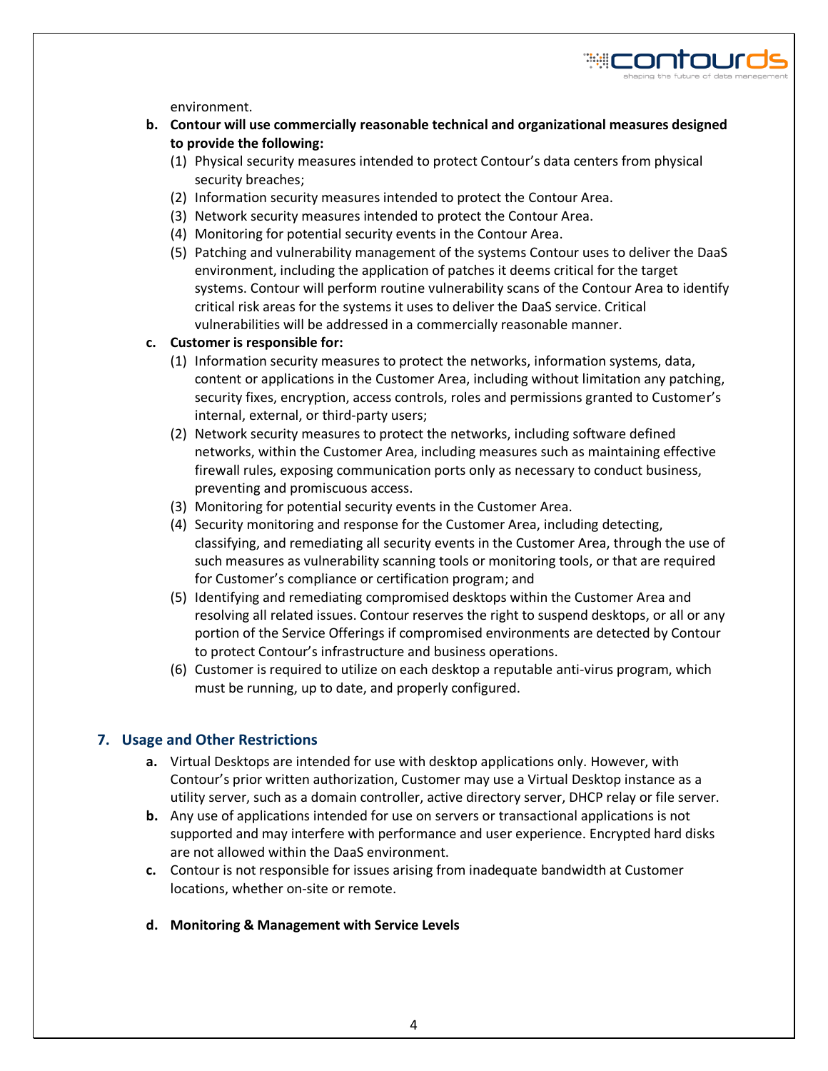environment.

**b. Contour will use commercially reasonable technical and organizational measures designed to provide the following:**

(1) Physical security measures intended to protect Contour's data centers from physical security breaches;

(2) Information security measures intended to protect the Contour Area.

(3) Network security measures intended to protect the Contour Area.

(4) Monitoring for potential security events in the Contour Area.

(5) Patching and vulnerability management of the systems Contour uses to deliver the DaaS environment, including the application of patches it deems critical for the target systems. Contour will perform routine vulnerability scans of the Contour Area to identify critical risk areas for the systems it uses to deliver the DaaS service. Critical vulnerabilities will be addressed in a commercially reasonable manner.

**c. Customer is responsible for:**

(1) Information security measures to protect the networks, information systems, data, content or applications in the Customer Area, including without limitation any patching, security fixes, encryption, access controls, roles and permissions granted to Customer's internal, external, or third-party users;

(2) Network security measures to protect the networks, including software defined networks, within the Customer Area, including measures such as maintaining effective firewall rules, exposing communication ports only as necessary to conduct business, preventing and promiscuous access.

(3) Monitoring for potential security events in the Customer Area.

(4) Security monitoring and response for the Customer Area, including detecting, classifying, and remediating all security events in the Customer Area, through the use of such measures as vulnerability scanning tools or monitoring tools, or that are required for Customer's compliance or certification program; and

(5) Identifying and remediating compromised desktops within the Customer Area and resolving all related issues. Contour reserves the right to suspend desktops, or all or any portion of the Service Offerings if compromised environments are detected by Contour to protect Contour's infrastructure and business operations.

(6) Customer is required to utilize on each desktop a reputable anti-virus program, which must be running, up to date, and properly configured.

## 7. Usage and Other Restrictions

**a.** Virtual Desktops are intended for use with desktop applications only. However, with Contour's prior written authorization, Customer may use a Virtual Desktop instance as a utility server, such as a domain controller, active directory server, DHCP relay or file server.

**b.** Any use of applications intended for use on servers or transactional applications is not supported and may interfere with performance and user experience. Encrypted hard disks are not allowed within the DaaS environment.

**c.** Contour is not responsible for issues arising from inadequate bandwidth at Customer locations, whether on-site or remote.

**d. Monitoring & Management with Service Levels**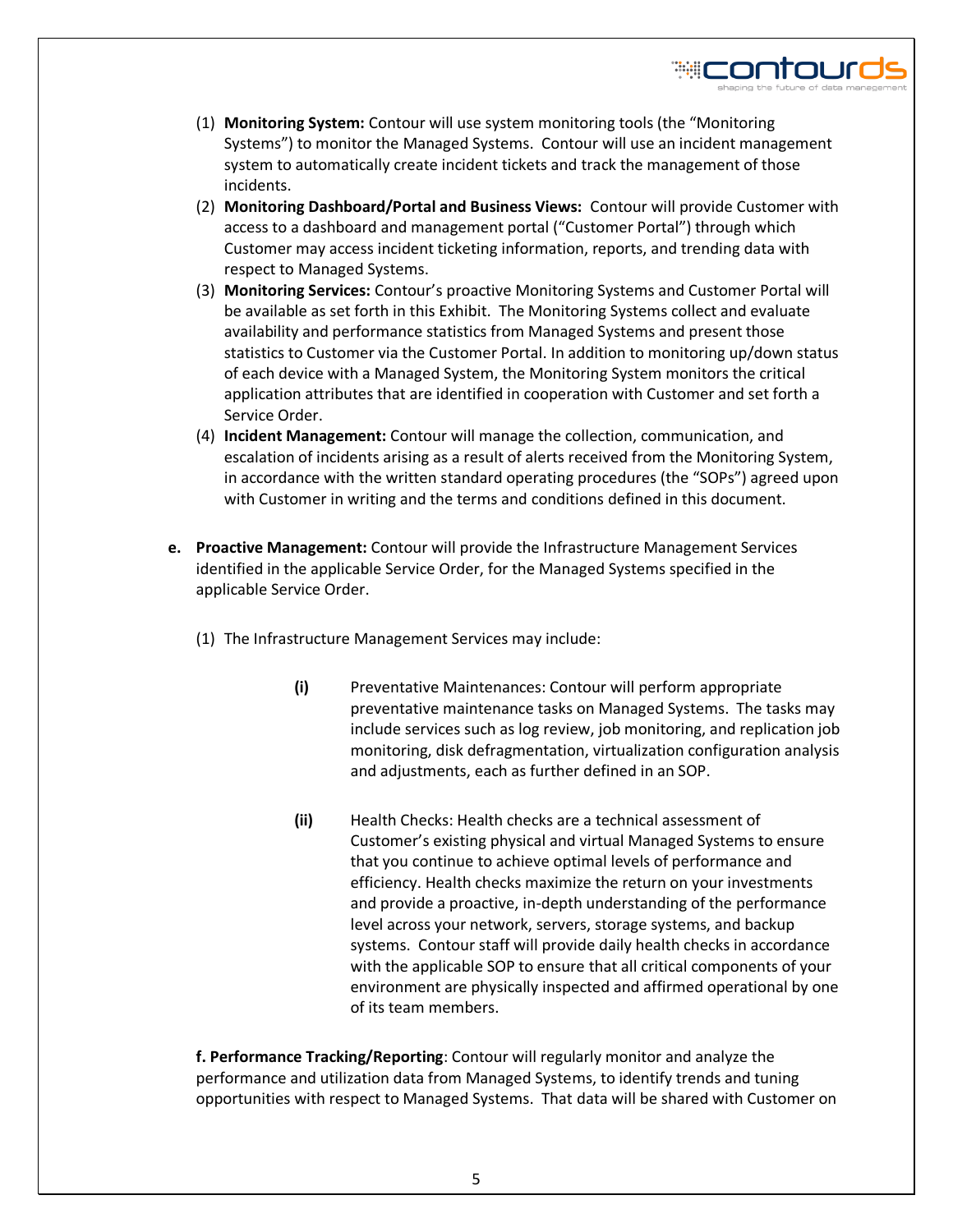(1) **Monitoring System:** Contour will use system monitoring tools (the "Monitoring Systems") to monitor the Managed Systems. Contour will use an incident management system to automatically create incident tickets and track the management of those incidents.

(2) **Monitoring Dashboard/Portal and Business Views:** Contour will provide Customer with access to a dashboard and management portal ("Customer Portal") through which Customer may access incident ticketing information, reports, and trending data with respect to Managed Systems.

(3) **Monitoring Services:** Contour's proactive Monitoring Systems and Customer Portal will be available as set forth in this Exhibit. The Monitoring Systems collect and evaluate availability and performance statistics from Managed Systems and present those statistics to Customer via the Customer Portal. In addition to monitoring up/down status of each device with a Managed System, the Monitoring System monitors the critical application attributes that are identified in cooperation with Customer and set forth a Service Order.

(4) **Incident Management:** Contour will manage the collection, communication, and escalation of incidents arising as a result of alerts received from the Monitoring System, in accordance with the written standard operating procedures (the "SOPs") agreed upon with Customer in writing and the terms and conditions defined in this document.

**e. Proactive Management:** Contour will provide the Infrastructure Management Services identified in the applicable Service Order, for the Managed Systems specified in the applicable Service Order.

(1) The Infrastructure Management Services may include:

**(i)** Preventative Maintenances: Contour will perform appropriate preventative maintenance tasks on Managed Systems. The tasks may include services such as log review, job monitoring, and replication job monitoring, disk defragmentation, virtualization configuration analysis and adjustments, each as further defined in an SOP.

**(ii)** Health Checks: Health checks are a technical assessment of Customer's existing physical and virtual Managed Systems to ensure that you continue to achieve optimal levels of performance and efficiency. Health checks maximize the return on your investments and provide a proactive, in-depth understanding of the performance level across your network, servers, storage systems, and backup systems. Contour staff will provide daily health checks in accordance with the applicable SOP to ensure that all critical components of your environment are physically inspected and affirmed operational by one of its team members.

**f. Performance Tracking/Reporting**: Contour will regularly monitor and analyze the performance and utilization data from Managed Systems, to identify trends and tuning opportunities with respect to Managed Systems. That data will be shared with Customer on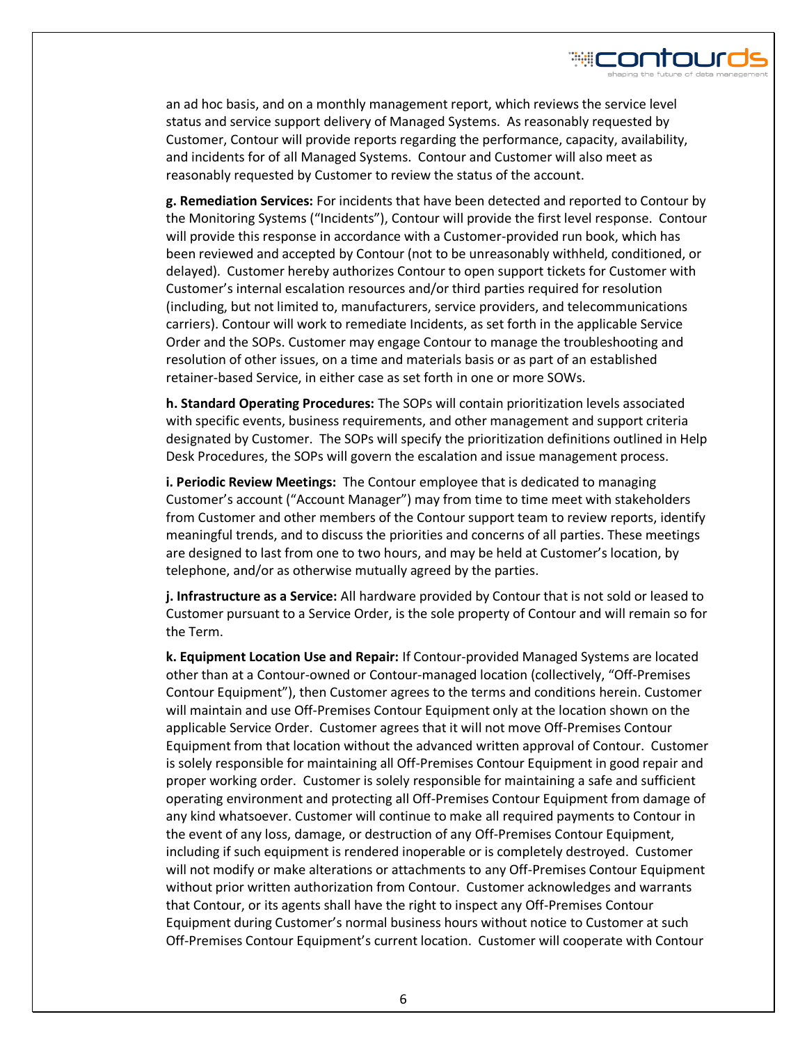an ad hoc basis, and on a monthly management report, which reviews the service level status and service support delivery of Managed Systems. As reasonably requested by Customer, Contour will provide reports regarding the performance, capacity, availability, and incidents for of all Managed Systems. Contour and Customer will also meet as reasonably requested by Customer to review the status of the account.

**g. Remediation Services:** For incidents that have been detected and reported to Contour by the Monitoring Systems ("Incidents"), Contour will provide the first level response. Contour will provide this response in accordance with a Customer-provided run book, which has been reviewed and accepted by Contour (not to be unreasonably withheld, conditioned, or delayed). Customer hereby authorizes Contour to open support tickets for Customer with Customer's internal escalation resources and/or third parties required for resolution (including, but not limited to, manufacturers, service providers, and telecommunications carriers). Contour will work to remediate Incidents, as set forth in the applicable Service Order and the SOPs. Customer may engage Contour to manage the troubleshooting and resolution of other issues, on a time and materials basis or as part of an established retainer-based Service, in either case as set forth in one or more SOWs.

**h. Standard Operating Procedures:** The SOPs will contain prioritization levels associated with specific events, business requirements, and other management and support criteria designated by Customer. The SOPs will specify the prioritization definitions outlined in Help Desk Procedures, the SOPs will govern the escalation and issue management process.

**i. Periodic Review Meetings:** The Contour employee that is dedicated to managing Customer's account ("Account Manager") may from time to time meet with stakeholders from Customer and other members of the Contour support team to review reports, identify meaningful trends, and to discuss the priorities and concerns of all parties. These meetings are designed to last from one to two hours, and may be held at Customer's location, by telephone, and/or as otherwise mutually agreed by the parties.

**j. Infrastructure as a Service:** All hardware provided by Contour that is not sold or leased to Customer pursuant to a Service Order, is the sole property of Contour and will remain so for the Term.

**k. Equipment Location Use and Repair:** If Contour-provided Managed Systems are located other than at a Contour-owned or Contour-managed location (collectively, "Off-Premises Contour Equipment"), then Customer agrees to the terms and conditions herein. Customer will maintain and use Off-Premises Contour Equipment only at the location shown on the applicable Service Order. Customer agrees that it will not move Off-Premises Contour Equipment from that location without the advanced written approval of Contour. Customer is solely responsible for maintaining all Off-Premises Contour Equipment in good repair and proper working order. Customer is solely responsible for maintaining a safe and sufficient operating environment and protecting all Off-Premises Contour Equipment from damage of any kind whatsoever. Customer will continue to make all required payments to Contour in the event of any loss, damage, or destruction of any Off-Premises Contour Equipment, including if such equipment is rendered inoperable or is completely destroyed. Customer will not modify or make alterations or attachments to any Off-Premises Contour Equipment without prior written authorization from Contour. Customer acknowledges and warrants that Contour, or its agents shall have the right to inspect any Off-Premises Contour Equipment during Customer's normal business hours without notice to Customer at such Off-Premises Contour Equipment's current location. Customer will cooperate with Contour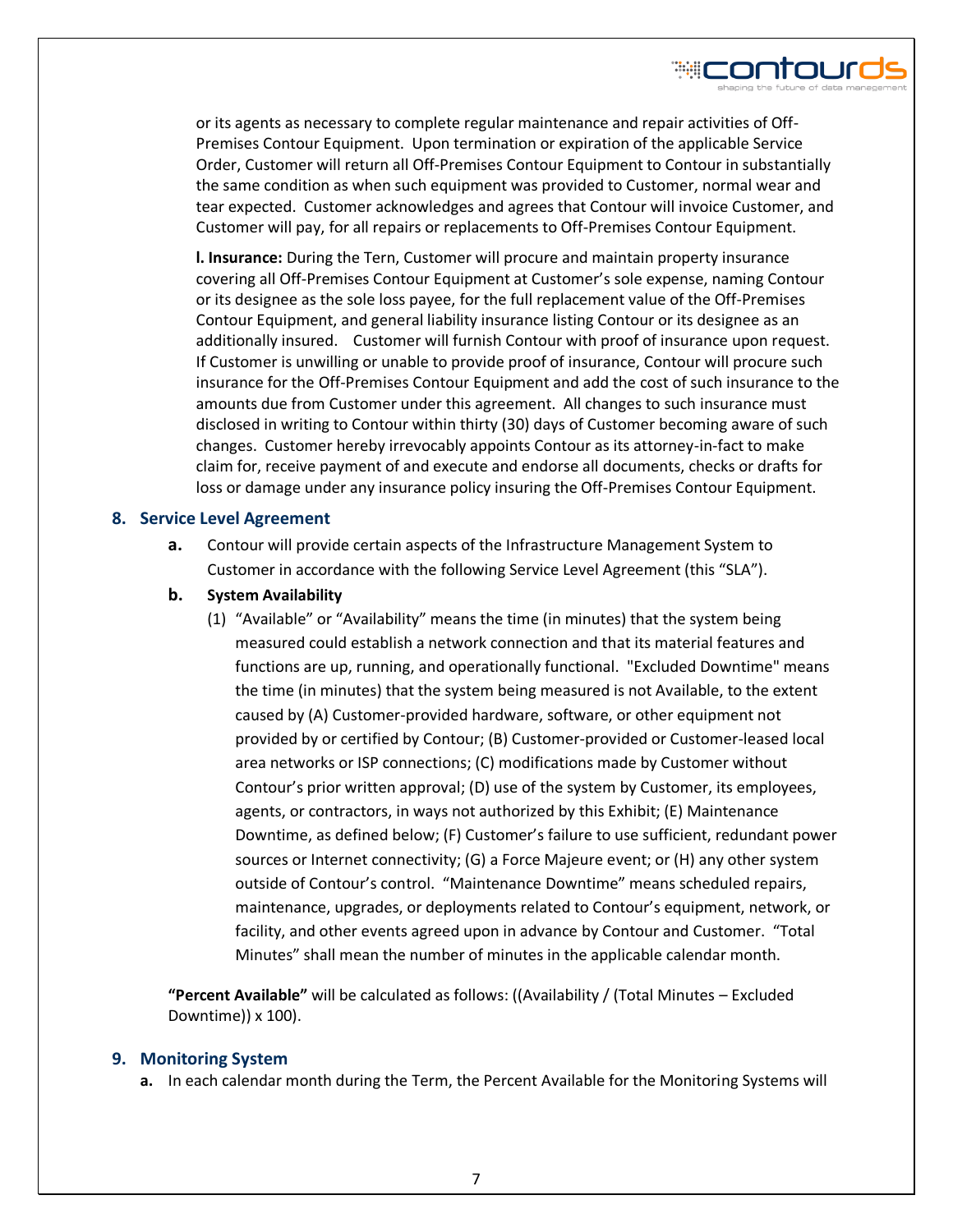or its agents as necessary to complete regular maintenance and repair activities of Off-Premises Contour Equipment. Upon termination or expiration of the applicable Service Order, Customer will return all Off-Premises Contour Equipment to Contour in substantially the same condition as when such equipment was provided to Customer, normal wear and tear expected. Customer acknowledges and agrees that Contour will invoice Customer, and Customer will pay, for all repairs or replacements to Off-Premises Contour Equipment.

**l. Insurance:** During the Tern, Customer will procure and maintain property insurance covering all Off-Premises Contour Equipment at Customer's sole expense, naming Contour or its designee as the sole loss payee, for the full replacement value of the Off-Premises Contour Equipment, and general liability insurance listing Contour or its designee as an additionally insured. Customer will furnish Contour with proof of insurance upon request. If Customer is unwilling or unable to provide proof of insurance, Contour will procure such insurance for the Off-Premises Contour Equipment and add the cost of such insurance to the amounts due from Customer under this agreement. All changes to such insurance must disclosed in writing to Contour within thirty (30) days of Customer becoming aware of such changes. Customer hereby irrevocably appoints Contour as its attorney-in-fact to make claim for, receive payment of and execute and endorse all documents, checks or drafts for loss or damage under any insurance policy insuring the Off-Premises Contour Equipment.

## 8. Service Level Agreement

**a.** Contour will provide certain aspects of the Infrastructure Management System to Customer in accordance with the following Service Level Agreement (this "SLA").

**b. System Availability**

(1) "Available" or "Availability" means the time (in minutes) that the system being measured could establish a network connection and that its material features and functions are up, running, and operationally functional. "Excluded Downtime" means the time (in minutes) that the system being measured is not Available, to the extent caused by (A) Customer-provided hardware, software, or other equipment not provided by or certified by Contour; (B) Customer-provided or Customer-leased local area networks or ISP connections; (C) modifications made by Customer without Contour's prior written approval; (D) use of the system by Customer, its employees, agents, or contractors, in ways not authorized by this Exhibit; (E) Maintenance Downtime, as defined below; (F) Customer's failure to use sufficient, redundant power sources or Internet connectivity; (G) a Force Majeure event; or (H) any other system outside of Contour's control. "Maintenance Downtime" means scheduled repairs, maintenance, upgrades, or deployments related to Contour's equipment, network, or facility, and other events agreed upon in advance by Contour and Customer. "Total Minutes" shall mean the number of minutes in the applicable calendar month.

**"Percent Available"** will be calculated as follows: ((Availability / (Total Minutes – Excluded Downtime)) x 100).

## 9. Monitoring System

**a.** In each calendar month during the Term, the Percent Available for the Monitoring Systems will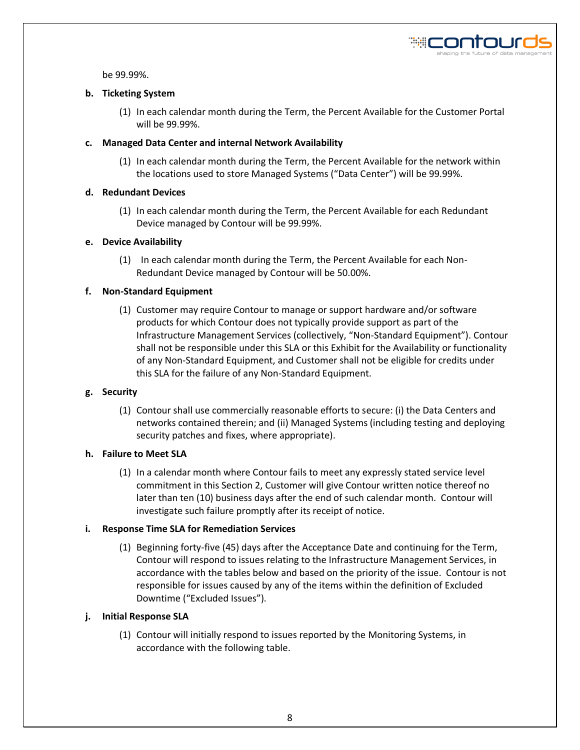be 99.99%.

**b. Ticketing System**

(1) In each calendar month during the Term, the Percent Available for the Customer Portal will be 99.99%.

**c. Managed Data Center and internal Network Availability**

(1) In each calendar month during the Term, the Percent Available for the network within the locations used to store Managed Systems ("Data Center") will be 99.99%.

**d. Redundant Devices**

(1) In each calendar month during the Term, the Percent Available for each Redundant Device managed by Contour will be 99.99%.

**e. Device Availability**

(1) In each calendar month during the Term, the Percent Available for each Non-Redundant Device managed by Contour will be 50.00%.

**f. Non-Standard Equipment**

(1) Customer may require Contour to manage or support hardware and/or software products for which Contour does not typically provide support as part of the Infrastructure Management Services (collectively, "Non-Standard Equipment"). Contour shall not be responsible under this SLA or this Exhibit for the Availability or functionality of any Non-Standard Equipment, and Customer shall not be eligible for credits under this SLA for the failure of any Non-Standard Equipment.

**g. Security**

(1) Contour shall use commercially reasonable efforts to secure: (i) the Data Centers and networks contained therein; and (ii) Managed Systems (including testing and deploying security patches and fixes, where appropriate).

**h. Failure to Meet SLA**

(1) In a calendar month where Contour fails to meet any expressly stated service level commitment in this Section 2, Customer will give Contour written notice thereof no later than ten (10) business days after the end of such calendar month. Contour will investigate such failure promptly after its receipt of notice.

**i. Response Time SLA for Remediation Services**

(1) Beginning forty-five (45) days after the Acceptance Date and continuing for the Term, Contour will respond to issues relating to the Infrastructure Management Services, in accordance with the tables below and based on the priority of the issue. Contour is not responsible for issues caused by any of the items within the definition of Excluded Downtime ("Excluded Issues").

**j. Initial Response SLA**

(1) Contour will initially respond to issues reported by the Monitoring Systems, in accordance with the following table.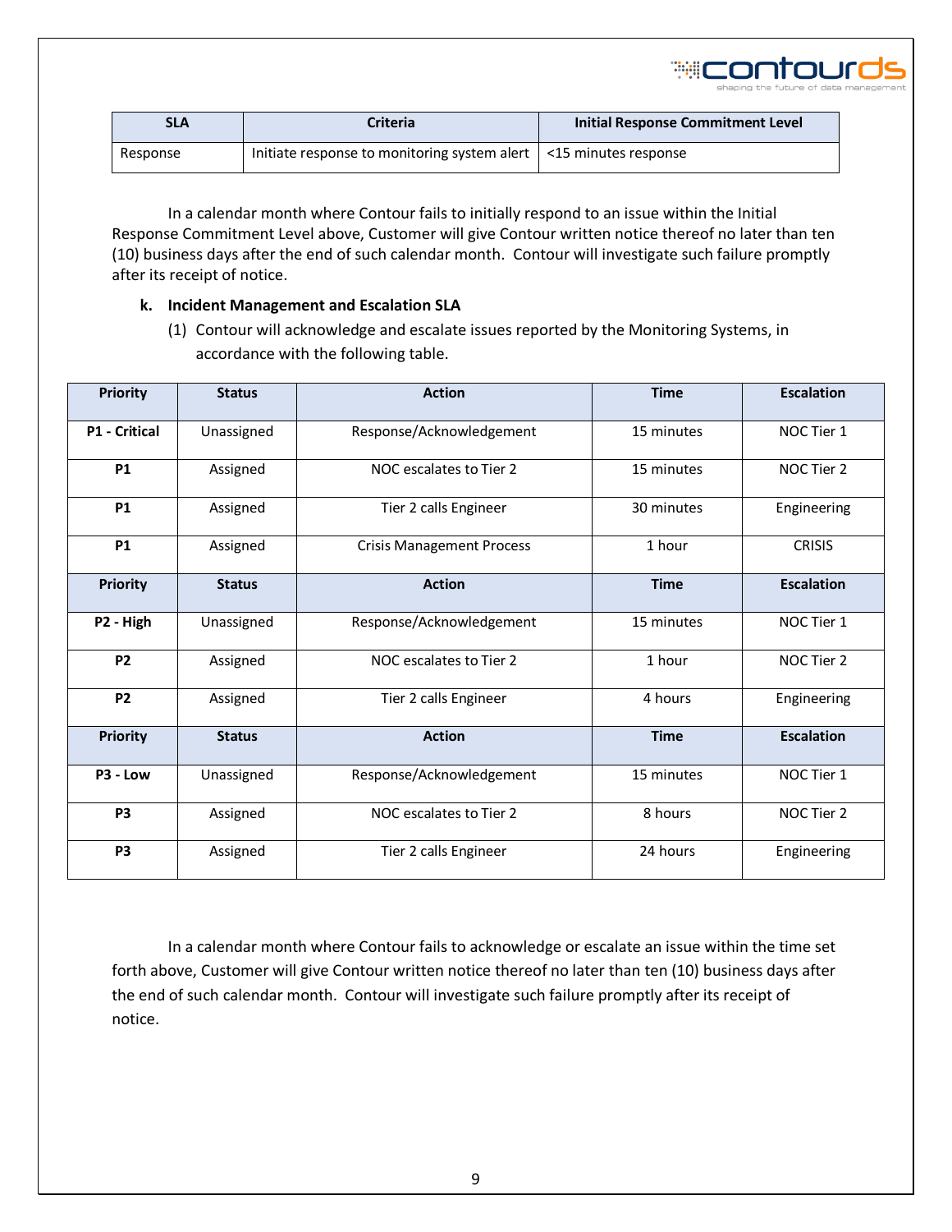| SLA | Criteria | Initial Response Commitment Level |
|---|---|---|
| Response | Initiate response to monitoring system alert | <15 minutes response |

In a calendar month where Contour fails to initially respond to an issue within the Initial Response Commitment Level above, Customer will give Contour written notice thereof no later than ten (10) business days after the end of such calendar month. Contour will investigate such failure promptly after its receipt of notice.

**k. Incident Management and Escalation SLA**

(1) Contour will acknowledge and escalate issues reported by the Monitoring Systems, in accordance with the following table.

| Priority | Status | Action | Time | Escalation |
|---|---|---|---|---|
| **P1 - Critical** | Unassigned | Response/Acknowledgement | 15 minutes | NOC Tier 1 |
| **P1** | Assigned | NOC escalates to Tier 2 | 15 minutes | NOC Tier 2 |
| **P1** | Assigned | Tier 2 calls Engineer | 30 minutes | Engineering |
| **P1** | Assigned | Crisis Management Process | 1 hour | CRISIS |
| **Priority** | **Status** | **Action** | **Time** | **Escalation** |
| **P2 - High** | Unassigned | Response/Acknowledgement | 15 minutes | NOC Tier 1 |
| **P2** | Assigned | NOC escalates to Tier 2 | 1 hour | NOC Tier 2 |
| **P2** | Assigned | Tier 2 calls Engineer | 4 hours | Engineering |
| **Priority** | **Status** | **Action** | **Time** | **Escalation** |
| **P3 - Low** | Unassigned | Response/Acknowledgement | 15 minutes | NOC Tier 1 |
| **P3** | Assigned | NOC escalates to Tier 2 | 8 hours | NOC Tier 2 |
| **P3** | Assigned | Tier 2 calls Engineer | 24 hours | Engineering |

In a calendar month where Contour fails to acknowledge or escalate an issue within the time set forth above, Customer will give Contour written notice thereof no later than ten (10) business days after the end of such calendar month. Contour will investigate such failure promptly after its receipt of notice.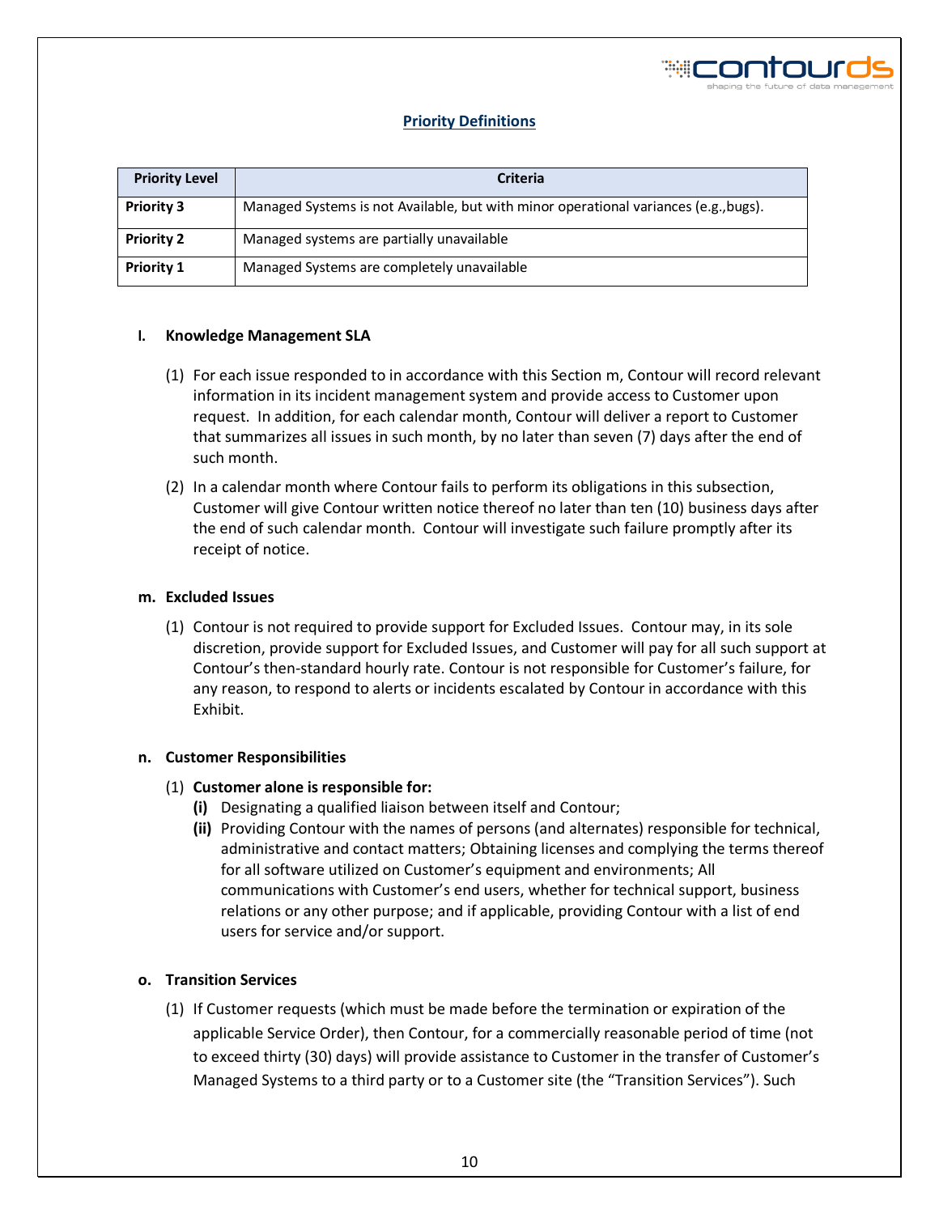## Priority Definitions

| Priority Level | Criteria |
|---|---|
| **Priority 3** | Managed Systems is not Available, but with minor operational variances (e.g.,bugs). |
| **Priority 2** | Managed systems are partially unavailable |
| **Priority 1** | Managed Systems are completely unavailable |

**l. Knowledge Management SLA**

(1) For each issue responded to in accordance with this Section m, Contour will record relevant information in its incident management system and provide access to Customer upon request. In addition, for each calendar month, Contour will deliver a report to Customer that summarizes all issues in such month, by no later than seven (7) days after the end of such month.

(2) In a calendar month where Contour fails to perform its obligations in this subsection, Customer will give Contour written notice thereof no later than ten (10) business days after the end of such calendar month. Contour will investigate such failure promptly after its receipt of notice.

**m. Excluded Issues**

(1) Contour is not required to provide support for Excluded Issues. Contour may, in its sole discretion, provide support for Excluded Issues, and Customer will pay for all such support at Contour's then-standard hourly rate. Contour is not responsible for Customer's failure, for any reason, to respond to alerts or incidents escalated by Contour in accordance with this Exhibit.

**n. Customer Responsibilities**

(1) **Customer alone is responsible for:**

**(i)** Designating a qualified liaison between itself and Contour;

**(ii)** Providing Contour with the names of persons (and alternates) responsible for technical, administrative and contact matters; Obtaining licenses and complying the terms thereof for all software utilized on Customer's equipment and environments; All communications with Customer's end users, whether for technical support, business relations or any other purpose; and if applicable, providing Contour with a list of end users for service and/or support.

**o. Transition Services**

(1) If Customer requests (which must be made before the termination or expiration of the applicable Service Order), then Contour, for a commercially reasonable period of time (not to exceed thirty (30) days) will provide assistance to Customer in the transfer of Customer's Managed Systems to a third party or to a Customer site (the "Transition Services"). Such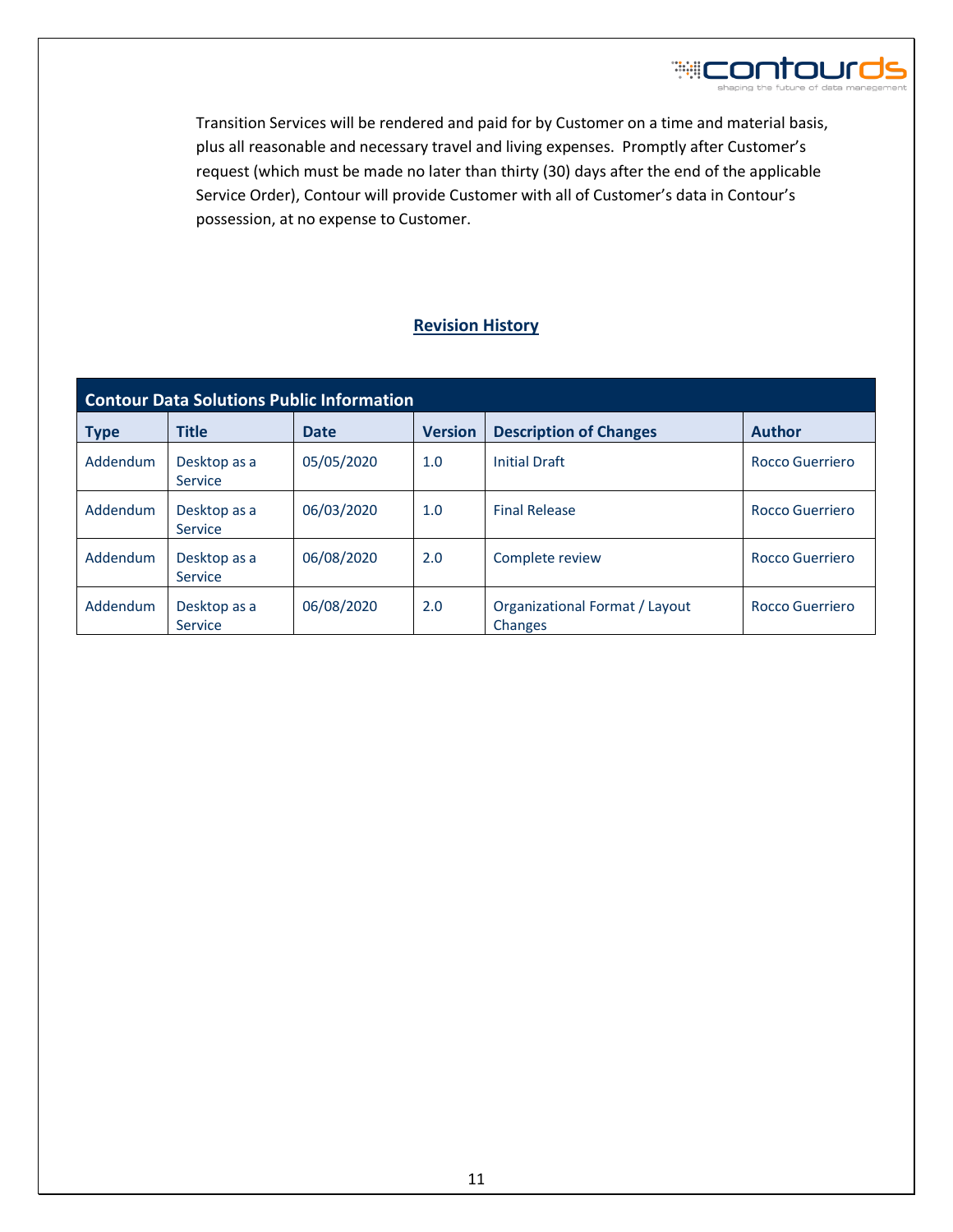Transition Services will be rendered and paid for by Customer on a time and material basis, plus all reasonable and necessary travel and living expenses. Promptly after Customer's request (which must be made no later than thirty (30) days after the end of the applicable Service Order), Contour will provide Customer with all of Customer's data in Contour's possession, at no expense to Customer.

## Revision History

| Contour Data Solutions Public Information | | | | | |
|---|---|---|---|---|---|
| **Type** | **Title** | **Date** | **Version** | **Description of Changes** | **Author** |
| Addendum | Desktop as a Service | 05/05/2020 | 1.0 | Initial Draft | Rocco Guerriero |
| Addendum | Desktop as a Service | 06/03/2020 | 1.0 | Final Release | Rocco Guerriero |
| Addendum | Desktop as a Service | 06/08/2020 | 2.0 | Complete review | Rocco Guerriero |
| Addendum | Desktop as a Service | 06/08/2020 | 2.0 | Organizational Format / Layout Changes | Rocco Guerriero |